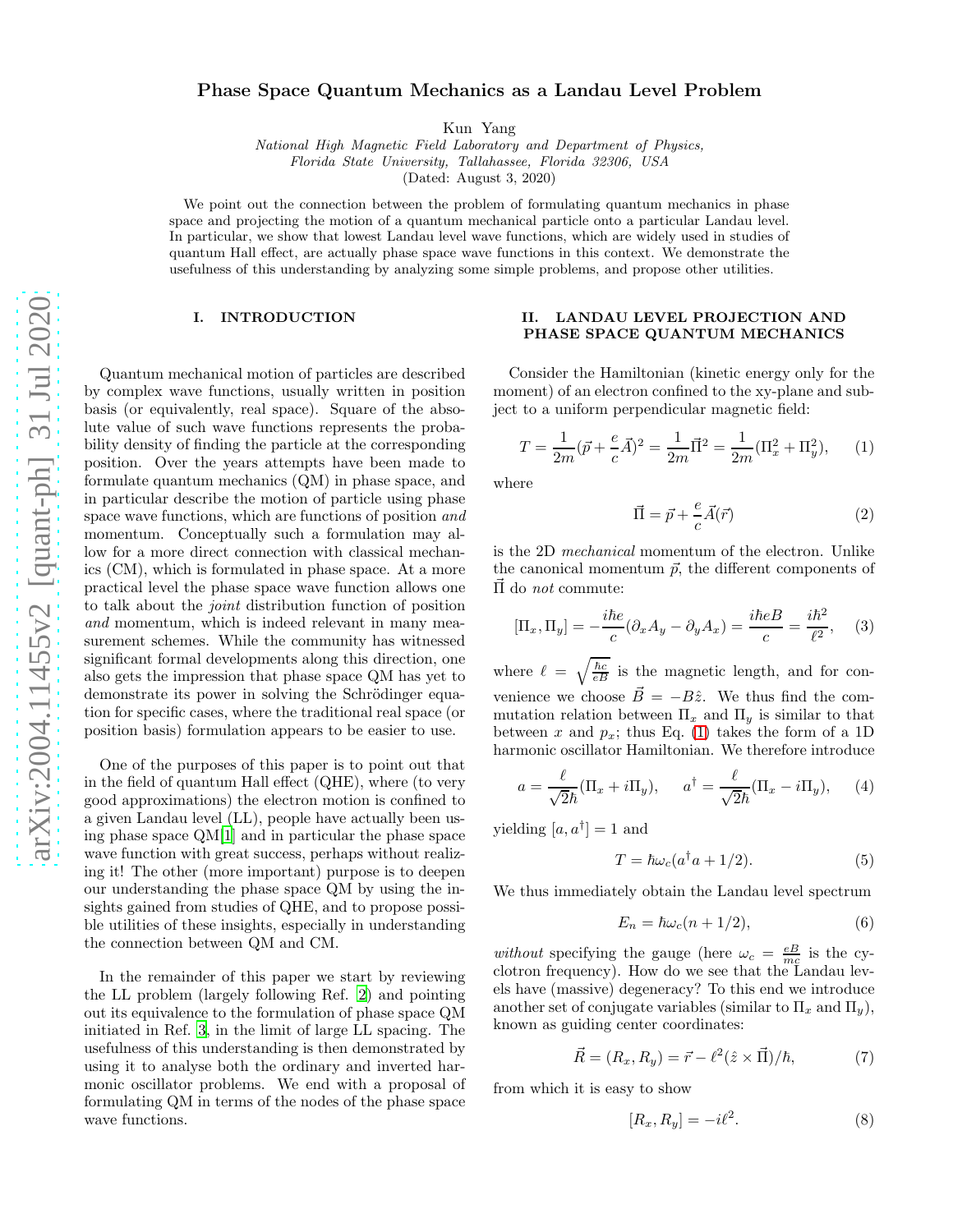# Phase Space Quantum Mechanics as a Landau Level Problem

Kun Yang

*National High Magnetic Field Laboratory and Department of Physics, Florida State University, Tallahassee, Florida 32306, USA*

(Dated: August 3, 2020)

We point out the connection between the problem of formulating quantum mechanics in phase space and projecting the motion of a quantum mechanical particle onto a particular Landau level. In particular, we show that lowest Landau level wave functions, which are widely used in studies of quantum Hall effect, are actually phase space wave functions in this context. We demonstrate the usefulness of this understanding by analyzing some simple problems, and propose other utilities.

## I. INTRODUCTION

Quantum mechanical motion of particles are described by complex wave functions, usually written in position basis (or equivalently, real space). Square of the absolute value of such wave functions represents the probability density of finding the particle at the corresponding position. Over the years attempts have been made to formulate quantum mechanics (QM) in phase space, and in particular describe the motion of particle using phase space wave functions, which are functions of position *and* momentum. Conceptually such a formulation may allow for a more direct connection with classical mechanics (CM), which is formulated in phase space. At a more practical level the phase space wave function allows one to talk about the *joint* distribution function of position *and* momentum, which is indeed relevant in many measurement schemes. While the community has witnessed significant formal developments along this direction, one also gets the impression that phase space QM has yet to demonstrate its power in solving the Schrödinger equation for specific cases, where the traditional real space (or position basis) formulation appears to be easier to use.

One of the purposes of this paper is to point out that in the field of quantum Hall effect (QHE), where (to very good approximations) the electron motion is confined to a given Landau level (LL), people have actually been using phase space QM[1] and in particular the phase space wave function with great success, perhaps without realizing it! The other (more important) purpose is to deepen our understanding the phase space QM by using the insights gained from studies of QHE, and to propose possible utilities of these insights, especially in understanding the connection between QM and CM.

In the remainder of this paper we start by reviewing the LL problem (largely following Ref. [2]) and pointing out its equivalence to the formulation of phase space QM initiated in Ref. [3], in the limit of large LL spacing. The usefulness of this understanding is then demonstrated by using it to analyse both the ordinary and inverted harmonic oscillator problems. We end with a proposal of formulating QM in terms of the nodes of the phase space wave functions.

## II. LANDAU LEVEL PROJECTION AND PHASE SPACE QUANTUM MECHANICS

Consider the Hamiltonian (kinetic energy only for the moment) of an electron confined to the xy-plane and subject to a uniform perpendicular magnetic field:

$$T = \frac{1}{2m}(\vec{p} + \frac{e}{c}\vec{A})^2 = \frac{1}{2m}\vec{\Pi}^2 = \frac{1}{2m}(\Pi_x^2 + \Pi_y^2), \tag{1}$$

where

$$\vec{\Pi} = \vec{p} + \frac{e}{c}\vec{A}(\vec{r}) \tag{2}$$

is the 2D *mechanical* momentum of the electron. Unlike the canonical momentum $\vec{p}$, the different components of $\vec{\Pi}$ do *not* commute:

$$[\Pi_x, \Pi_y] = -\frac{i\hbar e}{c}(\partial_x A_y - \partial_y A_x) = \frac{i\hbar eB}{c} = \frac{i\hbar^2}{\ell^2}, \tag{3}$$

where $\ell = \sqrt{\frac{\hbar c}{eB}}$ is the magnetic length, and for convenience we choose $\vec{B} = -B\hat{z}$. We thus find the commutation relation between $\Pi_x$ and $\Pi_y$ is similar to that between $x$ and $p_x$; thus Eq. (1) takes the form of a 1D harmonic oscillator Hamiltonian. We therefore introduce

$$a = \frac{\ell}{\sqrt{2}\hbar}(\Pi_x + i\Pi_y), \qquad a^\dagger = \frac{\ell}{\sqrt{2}\hbar}(\Pi_x - i\Pi_y), \tag{4}$$

yielding $[a, a^\dagger] = 1$ and

$$T = \hbar\omega_c(a^\dagger a + 1/2). \tag{5}$$

We thus immediately obtain the Landau level spectrum

$$E_n = \hbar\omega_c(n + 1/2), \tag{6}$$

*without* specifying the gauge (here $\omega_c = \frac{eB}{mc}$ is the cyclotron frequency). How do we see that the Landau levels have (massive) degeneracy? To this end we introduce another set of conjugate variables (similar to $\Pi_x$ and $\Pi_y$), known as guiding center coordinates:

$$\vec{R} = (R_x, R_y) = \vec{r} - \ell^2(\hat{z} \times \vec{\Pi})/\hbar, \tag{7}$$

from which it is easy to show

$$[R_x, R_y] = -i\ell^2. \tag{8}$$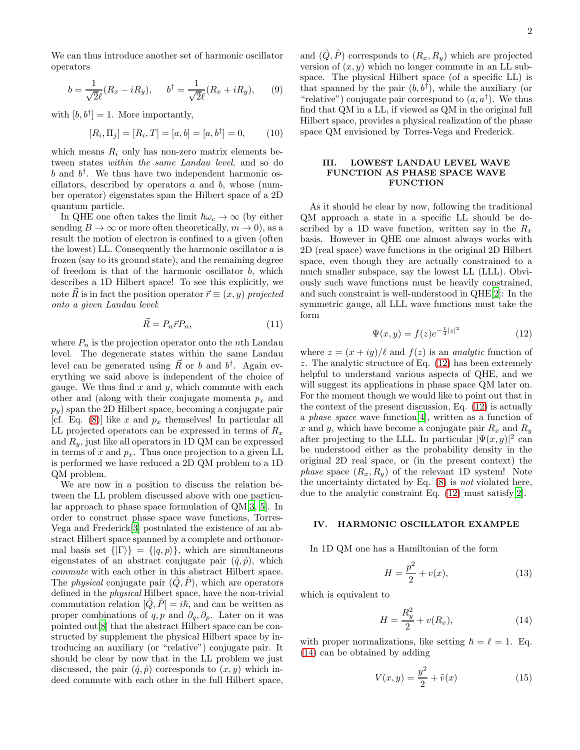We can thus introduce another set of harmonic oscillator operators

$$b = \frac{1}{\sqrt{2}\ell}(R_x - iR_y), \qquad b^\dagger = \frac{1}{\sqrt{2}\ell}(R_x + iR_y), \qquad (9)$$

with $[b, b^\dagger] = 1$. More importantly,

$$[R_i, \Pi_j] = [R_i, T] = [a, b] = [a, b^\dagger] = 0, \qquad (10)$$

which means $R_i$ only has non-zero matrix elements between states *within the same Landau level*, and so do $b$ and $b^\dagger$. We thus have two independent harmonic oscillators, described by operators $a$ and $b$, whose (number operator) eigenstates span the Hilbert space of a 2D quantum particle.

In QHE one often takes the limit $\hbar\omega_c \to \infty$ (by either sending $B \to \infty$ or more often theoretically, $m \to 0$), as a result the motion of electron is confined to a given (often the lowest) LL. Consequently the harmonic oscillator $a$ is frozen (say to its ground state), and the remaining degree of freedom is that of the harmonic oscillator $b$, which describes a 1D Hilbert space! To see this explicitly, we note $\vec{R}$ is in fact the position operator $\vec{r} \equiv (x, y)$ *projected onto a given Landau level*:

$$\vec{R} = P_n \vec{r} P_n, \qquad (11)$$

where $P_n$ is the projection operator onto the $n$th Landau level. The degenerate states within the same Landau level can be generated using $\vec{R}$ or $b$ and $b^\dagger$. Again everything we said above is independent of the choice of gauge. We thus find $x$ and $y$, which commute with each other and (along with their conjugate momenta $p_x$ and $p_y$) span the 2D Hilbert space, becoming a conjugate pair [cf. Eq. (8)] like $x$ and $p_x$ themselves! In particular all LL projected operators can be expressed in terms of $R_x$ and $R_y$, just like all operators in 1D QM can be expressed in terms of $x$ and $p_x$. Thus once projection to a given LL is performed we have reduced a 2D QM problem to a 1D QM problem.

We are now in a position to discuss the relation between the LL problem discussed above with one particular approach to phase space formulation of QM[3, 5]. In order to construct phase space wave functions, Torres-Vega and Frederick[3] postulated the existence of an abstract Hilbert space spanned by a complete and orthonormal basis set $\{|\Gamma\rangle\} = \{|q, p\rangle\}$, which are simultaneous eigenstates of an abstract conjugate pair $(\hat{q}, \hat{p})$, which *commute* with each other in this abstract Hilbert space. The *physical* conjugate pair $(\hat{Q}, \hat{P})$, which are operators defined in the *physical* Hilbert space, have the non-trivial commutation relation $[\hat{Q}, \hat{P}] = i\hbar$, and can be written as proper combinations of $q, p$ and $\partial_q, \partial_p$. Later on it was pointed out[8] that the abstract Hilbert space can be constructed by supplement the physical Hilbert space by introducing an auxiliary (or "relative") conjugate pair. It should be clear by now that in the LL problem we just discussed, the pair $(\hat{q}, \hat{p})$ corresponds to $(x, y)$ which indeed commute with each other in the full Hilbert space, and $(\hat{Q}, \hat{P})$ corresponds to $(R_x, R_y)$ which are projected version of $(x, y)$ which no longer commute in an LL subspace. The physical Hilbert space (of a specific LL) is that spanned by the pair $(b, b^\dagger)$, while the auxiliary (or "relative") conjugate pair correspond to $(a, a^\dagger)$. We thus find that QM in a LL, if viewed as QM in the original full Hilbert space, provides a physical realization of the phase space QM envisioned by Torres-Vega and Frederick.

## III. LOWEST LANDAU LEVEL WAVE FUNCTION AS PHASE SPACE WAVE FUNCTION

As it should be clear by now, following the traditional QM approach a state in a specific LL should be described by a 1D wave function, written say in the $R_x$ basis. However in QHE one almost always works with 2D (real space) wave functions in the original 2D Hilbert space, even though they are actually constrained to a much smaller subspace, say the lowest LL (LLL). Obviously such wave functions must be heavily constrained, and such constraint is well-understood in QHE[2]: In the symmetric gauge, all LLL wave functions must take the form

$$\Psi(x, y) = f(z) e^{-\frac{1}{4}|z|^2} \qquad (12)$$

where $z = (x + iy)/\ell$ and $f(z)$ is an *analytic* function of $z$. The analytic structure of Eq. (12) has been extremely helpful to understand various aspects of QHE, and we will suggest its applications in phase space QM later on. For the moment though we would like to point out that in the context of the present discussion, Eq. (12) is actually a *phase space* wave function[4], written as a function of $x$ and $y$, which have become a conjugate pair $R_x$ and $R_y$ after projecting to the LLL. In particular $|\Psi(x, y)|^2$ can be understood either as the probability density in the original 2D real space, or (in the present context) the *phase* space $(R_x, R_y)$ of the relevant 1D system! Note the uncertainty dictated by Eq. (8) is *not* violated here, due to the analytic constraint Eq. (12) must satisfy[2].

## IV. HARMONIC OSCILLATOR EXAMPLE

In 1D QM one has a Hamiltonian of the form

$$H = \frac{p^2}{2} + v(x), \qquad (13)$$

which is equivalent to

$$H = \frac{R_y^2}{2} + v(R_x), \qquad (14)$$

with proper normalizations, like setting $\hbar = \ell = 1$. Eq. (14) can be obtained by adding

$$V(x, y) = \frac{y^2}{2} + \tilde{v}(x) \qquad (15)$$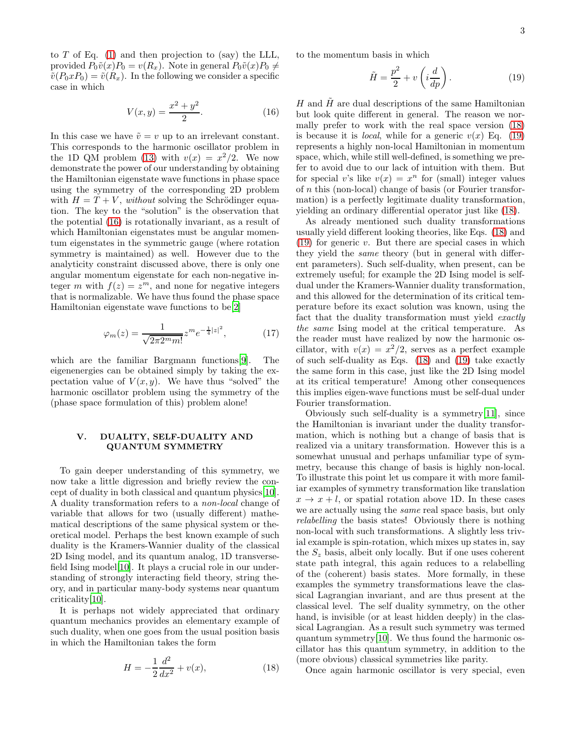to $T$ of Eq. (1) and then projection to (say) the LLL, provided $P_0\tilde{v}(x)P_0 = v(R_x)$. Note in general $P_0\tilde{v}(x)P_0 \neq \tilde{v}(P_0 x P_0) = \tilde{v}(R_x)$. In the following we consider a specific case in which

$$V(x,y) = \frac{x^2+y^2}{2}. \tag{16}$$

In this case we have $\tilde{v} = v$ up to an irrelevant constant. This corresponds to the harmonic oscillator problem in the 1D QM problem (13) with $v(x) = x^2/2$. We now demonstrate the power of our understanding by obtaining the Hamiltonian eigenstate wave functions in phase space using the symmetry of the corresponding 2D problem with $H = T + V$, *without* solving the Schrödinger equation. The key to the "solution" is the observation that the potential (16) is rotationally invariant, as a result of which Hamiltonian eigenstates must be angular momentum eigenstates in the symmetric gauge (where rotation symmetry is maintained) as well. However due to the analyticity constraint discussed above, there is only one angular momentum eigenstate for each non-negative integer $m$ with $f(z) = z^m$, and none for negative integers that is normalizable. We have thus found the phase space Hamiltonian eigenstate wave functions to be[2]

$$\varphi_m(z) = \frac{1}{\sqrt{2\pi 2^m m!}} z^m e^{-\frac{1}{4}|z|^2}, \tag{17}$$

which are the familiar Bargmann functions[9]. The eigenenergies can be obtained simply by taking the expectation value of $V(x,y)$. We have thus "solved" the harmonic oscillator problem using the symmetry of the (phase space formulation of this) problem alone!

## V. DUALITY, SELF-DUALITY AND QUANTUM SYMMETRY

To gain deeper understanding of this symmetry, we now take a little digression and briefly review the concept of duality in both classical and quantum physics[10]. A duality transformation refers to a *non-local* change of variable that allows for two (usually different) mathematical descriptions of the same physical system or theoretical model. Perhaps the best known example of such duality is the Kramers-Wannier duality of the classical 2D Ising model, and its quantum analog, 1D transverse-field Ising model[10]. It plays a crucial role in our understanding of strongly interacting field theory, string theory, and in particular many-body systems near quantum criticality[10].

It is perhaps not widely appreciated that ordinary quantum mechanics provides an elementary example of such duality, when one goes from the usual position basis in which the Hamiltonian takes the form

$$H = -\frac{1}{2}\frac{d^2}{dx^2} + v(x), \tag{18}$$

to the momentum basis in which

$$\tilde{H} = \frac{p^2}{2} + v\left(i\frac{d}{dp}\right). \tag{19}$$

$H$ and $\tilde{H}$ are dual descriptions of the same Hamiltonian but look quite different in general. The reason we normally prefer to work with the real space version (18) is because it is *local*, while for a generic $v(x)$ Eq. (19) represents a highly non-local Hamiltonian in momentum space, which, while still well-defined, is something we prefer to avoid due to our lack of intuition with them. But for special $v$'s like $v(x) = x^n$ for (small) integer values of $n$ this (non-local) change of basis (or Fourier transformation) is a perfectly legitimate duality transformation, yielding an ordinary differential operator just like (18).

As already mentioned such duality transformations usually yield different looking theories, like Eqs. (18) and (19) for generic $v$. But there are special cases in which they yield the *same* theory (but in general with different parameters). Such self-duality, when present, can be extremely useful; for example the 2D Ising model is self-dual under the Kramers-Wannier duality transformation, and this allowed for the determination of its critical temperature before its exact solution was known, using the fact that the duality transformation must yield *exactly the same* Ising model at the critical temperature. As the reader must have realized by now the harmonic oscillator, with $v(x) = x^2/2$, serves as a perfect example of such self-duality as Eqs. (18) and (19) take exactly the same form in this case, just like the 2D Ising model at its critical temperature! Among other consequences this implies eigen-wave functions must be self-dual under Fourier transformation.

Obviously such self-duality is a symmetry[11], since the Hamiltonian is invariant under the duality transformation, which is nothing but a change of basis that is realized via a unitary transformation. However this is a somewhat unusual and perhaps unfamiliar type of symmetry, because this change of basis is highly non-local. To illustrate this point let us compare it with more familiar examples of symmetry transformation like translation $x \to x + l$, or spatial rotation above 1D. In these cases we are actually using the *same* real space basis, but only *relabelling* the basis states! Obviously there is nothing non-local with such transformations. A slightly less trivial example is spin-rotation, which mixes up states in, say the $S_z$ basis, albeit only locally. But if one uses coherent state path integral, this again reduces to a relabelling of the (coherent) basis states. More formally, in these examples the symmetry transformations leave the classical Lagrangian invariant, and are thus present at the classical level. The self duality symmetry, on the other hand, is invisible (or at least hidden deeply) in the classical Lagrangian. As a result such symmetry was termed quantum symmetry[10]. We thus found the harmonic oscillator has this quantum symmetry, in addition to the (more obvious) classical symmetries like parity.

Once again harmonic oscillator is very special, even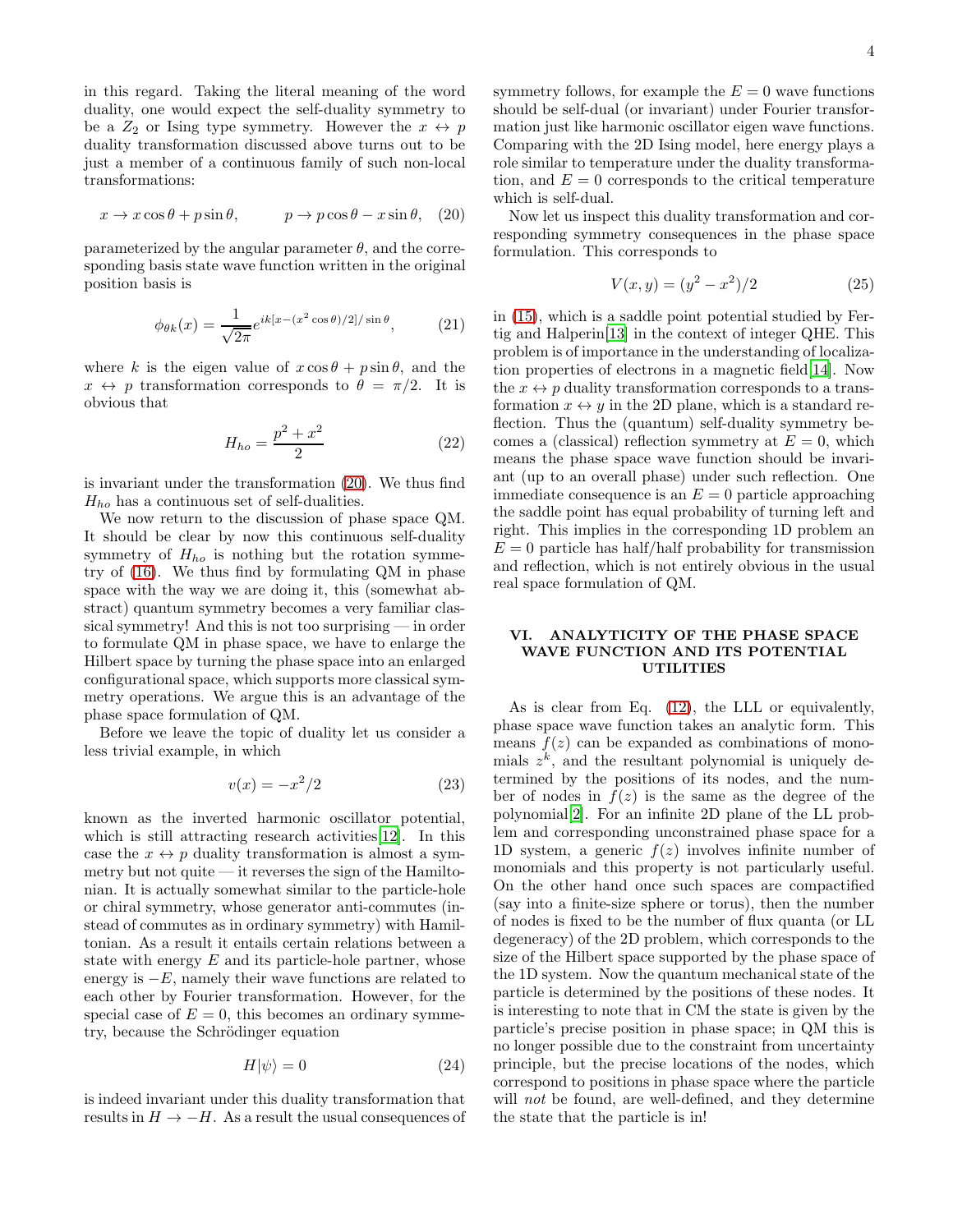in this regard. Taking the literal meaning of the word duality, one would expect the self-duality symmetry to be a $Z_2$ or Ising type symmetry. However the $x \leftrightarrow p$ duality transformation discussed above turns out to be just a member of a continuous family of such non-local transformations:

$$x \to x\cos\theta + p\sin\theta, \qquad p \to p\cos\theta - x\sin\theta, \quad (20)$$

parameterized by the angular parameter $\theta$, and the corresponding basis state wave function written in the original position basis is

$$\phi_{\theta k}(x) = \frac{1}{\sqrt{2\pi}} e^{ik[x-(x^2\cos\theta)/2]/\sin\theta}, \qquad (21)$$

where $k$ is the eigen value of $x\cos\theta + p\sin\theta$, and the $x \leftrightarrow p$ transformation corresponds to $\theta = \pi/2$. It is obvious that

$$H_{ho} = \frac{p^2 + x^2}{2} \qquad (22)$$

is invariant under the transformation (20). We thus find $H_{ho}$ has a continuous set of self-dualities.

We now return to the discussion of phase space QM. It should be clear by now this continuous self-duality symmetry of $H_{ho}$ is nothing but the rotation symmetry of (16). We thus find by formulating QM in phase space with the way we are doing it, this (somewhat abstract) quantum symmetry becomes a very familiar classical symmetry! And this is not too surprising — in order to formulate QM in phase space, we have to enlarge the Hilbert space by turning the phase space into an enlarged configurational space, which supports more classical symmetry operations. We argue this is an advantage of the phase space formulation of QM.

Before we leave the topic of duality let us consider a less trivial example, in which

$$v(x) = -x^2/2 \qquad (23)$$

known as the inverted harmonic oscillator potential, which is still attracting research activities[12]. In this case the $x \leftrightarrow p$ duality transformation is almost a symmetry but not quite — it reverses the sign of the Hamiltonian. It is actually somewhat similar to the particle-hole or chiral symmetry, whose generator anti-commutes (instead of commutes as in ordinary symmetry) with Hamiltonian. As a result it entails certain relations between a state with energy $E$ and its particle-hole partner, whose energy is $-E$, namely their wave functions are related to each other by Fourier transformation. However, for the special case of $E = 0$, this becomes an ordinary symmetry, because the Schrödinger equation

$$H|\psi\rangle = 0 \qquad (24)$$

is indeed invariant under this duality transformation that results in $H \to -H$. As a result the usual consequences of symmetry follows, for example the $E = 0$ wave functions should be self-dual (or invariant) under Fourier transformation just like harmonic oscillator eigen wave functions. Comparing with the 2D Ising model, here energy plays a role similar to temperature under the duality transformation, and $E = 0$ corresponds to the critical temperature which is self-dual.

Now let us inspect this duality transformation and corresponding symmetry consequences in the phase space formulation. This corresponds to

$$V(x, y) = (y^2 - x^2)/2 \qquad (25)$$

in (15), which is a saddle point potential studied by Fertig and Halperin[13] in the context of integer QHE. This problem is of importance in the understanding of localization properties of electrons in a magnetic field[14]. Now the $x \leftrightarrow p$ duality transformation corresponds to a transformation $x \leftrightarrow y$ in the 2D plane, which is a standard reflection. Thus the (quantum) self-duality symmetry becomes a (classical) reflection symmetry at $E = 0$, which means the phase space wave function should be invariant (up to an overall phase) under such reflection. One immediate consequence is an $E = 0$ particle approaching the saddle point has equal probability of turning left and right. This implies in the corresponding 1D problem an $E = 0$ particle has half/half probability for transmission and reflection, which is not entirely obvious in the usual real space formulation of QM.

## VI. ANALYTICITY OF THE PHASE SPACE WAVE FUNCTION AND ITS POTENTIAL UTILITIES

As is clear from Eq. (12), the LLL or equivalently, phase space wave function takes an analytic form. This means $f(z)$ can be expanded as combinations of monomials $z^k$, and the resultant polynomial is uniquely determined by the positions of its nodes, and the number of nodes in $f(z)$ is the same as the degree of the polynomial[2]. For an infinite 2D plane of the LL problem and corresponding unconstrained phase space for a 1D system, a generic $f(z)$ involves infinite number of monomials and this property is not particularly useful. On the other hand once such spaces are compactified (say into a finite-size sphere or torus), then the number of nodes is fixed to be the number of flux quanta (or LL degeneracy) of the 2D problem, which corresponds to the size of the Hilbert space supported by the phase space of the 1D system. Now the quantum mechanical state of the particle is determined by the positions of these nodes. It is interesting to note that in CM the state is given by the particle's precise position in phase space; in QM this is no longer possible due to the constraint from uncertainty principle, but the precise locations of the nodes, which correspond to positions in phase space where the particle will *not* be found, are well-defined, and they determine the state that the particle is in!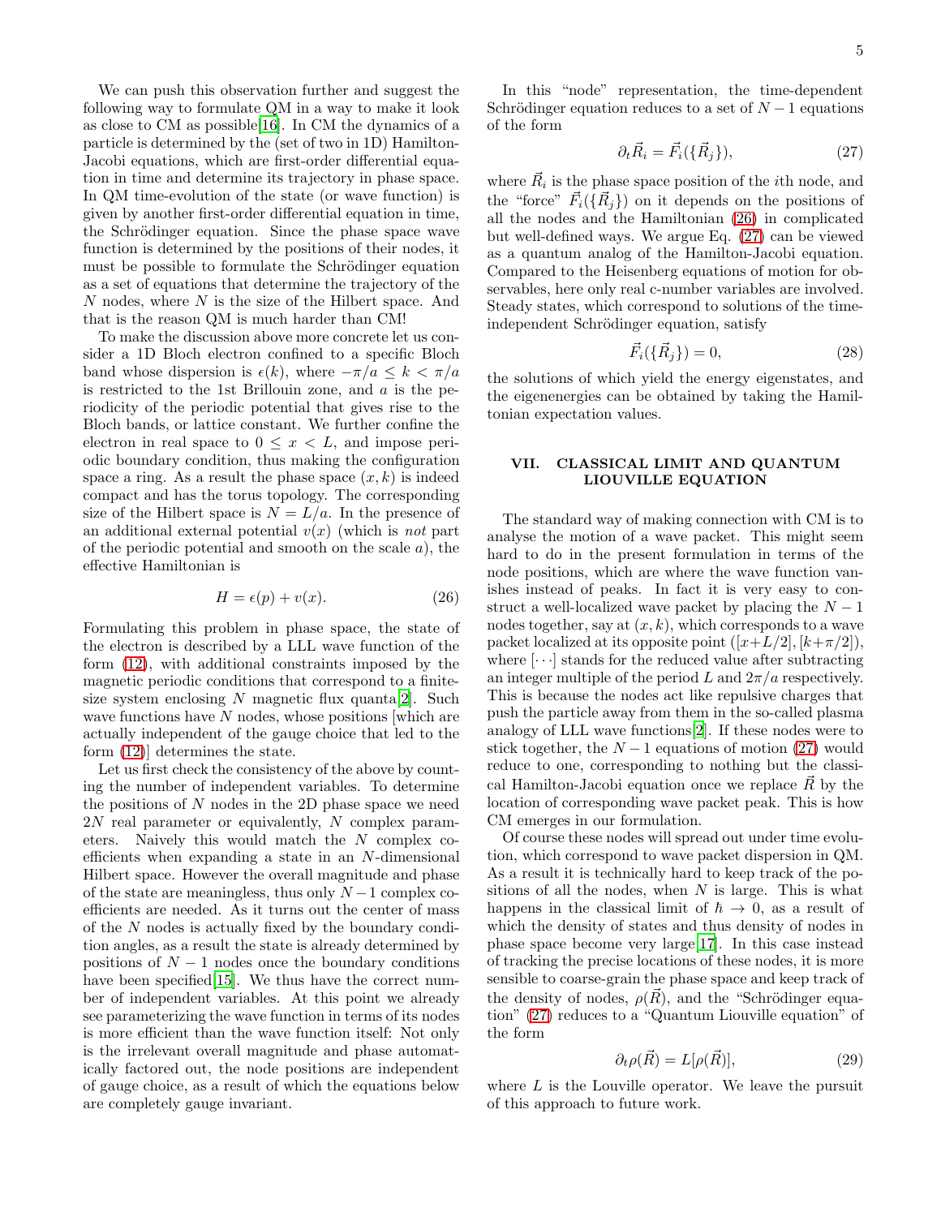We can push this observation further and suggest the following way to formulate QM in a way to make it look as close to CM as possible[16]. In CM the dynamics of a particle is determined by the (set of two in 1D) Hamilton-Jacobi equations, which are first-order differential equation in time and determine its trajectory in phase space. In QM time-evolution of the state (or wave function) is given by another first-order differential equation in time, the Schrödinger equation. Since the phase space wave function is determined by the positions of their nodes, it must be possible to formulate the Schrödinger equation as a set of equations that determine the trajectory of the $N$ nodes, where $N$ is the size of the Hilbert space. And that is the reason QM is much harder than CM!

To make the discussion above more concrete let us consider a 1D Bloch electron confined to a specific Bloch band whose dispersion is $\epsilon(k)$, where $-\pi/a \leq k < \pi/a$ is restricted to the 1st Brillouin zone, and $a$ is the periodicity of the periodic potential that gives rise to the Bloch bands, or lattice constant. We further confine the electron in real space to $0 \leq x < L$, and impose periodic boundary condition, thus making the configuration space a ring. As a result the phase space $(x, k)$ is indeed compact and has the torus topology. The corresponding size of the Hilbert space is $N = L/a$. In the presence of an additional external potential $v(x)$ (which is *not* part of the periodic potential and smooth on the scale $a$), the effective Hamiltonian is

$$H = \epsilon(p) + v(x). \tag{26}$$

Formulating this problem in phase space, the state of the electron is described by a LLL wave function of the form (12), with additional constraints imposed by the magnetic periodic conditions that correspond to a finite-size system enclosing $N$ magnetic flux quanta[2]. Such wave functions have $N$ nodes, whose positions [which are actually independent of the gauge choice that led to the form (12)] determines the state.

Let us first check the consistency of the above by counting the number of independent variables. To determine the positions of $N$ nodes in the 2D phase space we need $2N$ real parameter or equivalently, $N$ complex parameters. Naively this would match the $N$ complex coefficients when expanding a state in an $N$-dimensional Hilbert space. However the overall magnitude and phase of the state are meaningless, thus only $N-1$ complex coefficients are needed. As it turns out the center of mass of the $N$ nodes is actually fixed by the boundary condition angles, as a result the state is already determined by positions of $N-1$ nodes once the boundary conditions have been specified[15]. We thus have the correct number of independent variables. At this point we already see parameterizing the wave function in terms of its nodes is more efficient than the wave function itself: Not only is the irrelevant overall magnitude and phase automatically factored out, the node positions are independent of gauge choice, as a result of which the equations below are completely gauge invariant.

In this "node" representation, the time-dependent Schrödinger equation reduces to a set of $N-1$ equations of the form

$$\partial_t \vec{R}_i = \vec{F}_i(\{\vec{R}_j\}), \tag{27}$$

where $\vec{R}_i$ is the phase space position of the $i$th node, and the "force" $\vec{F}_i(\{\vec{R}_j\})$ on it depends on the positions of all the nodes and the Hamiltonian (26) in complicated but well-defined ways. We argue Eq. (27) can be viewed as a quantum analog of the Hamilton-Jacobi equation. Compared to the Heisenberg equations of motion for observables, here only real c-number variables are involved. Steady states, which correspond to solutions of the time-independent Schrödinger equation, satisfy

$$\vec{F}_i(\{\vec{R}_j\}) = 0, \tag{28}$$

the solutions of which yield the energy eigenstates, and the eigenenergies can be obtained by taking the Hamiltonian expectation values.

## VII. CLASSICAL LIMIT AND QUANTUM LIOUVILLE EQUATION

The standard way of making connection with CM is to analyse the motion of a wave packet. This might seem hard to do in the present formulation in terms of the node positions, which are where the wave function vanishes instead of peaks. In fact it is very easy to construct a well-localized wave packet by placing the $N-1$ nodes together, say at $(x, k)$, which corresponds to a wave packet localized at its opposite point $([x+L/2], [k+\pi/2])$, where $[\cdots]$ stands for the reduced value after subtracting an integer multiple of the period $L$ and $2\pi/a$ respectively. This is because the nodes act like repulsive charges that push the particle away from them in the so-called plasma analogy of LLL wave functions[2]. If these nodes were to stick together, the $N-1$ equations of motion (27) would reduce to one, corresponding to nothing but the classical Hamilton-Jacobi equation once we replace $\vec{R}$ by the location of corresponding wave packet peak. This is how CM emerges in our formulation.

Of course these nodes will spread out under time evolution, which correspond to wave packet dispersion in QM. As a result it is technically hard to keep track of the positions of all the nodes, when $N$ is large. This is what happens in the classical limit of $\hbar \to 0$, as a result of which the density of states and thus density of nodes in phase space become very large[17]. In this case instead of tracking the precise locations of these nodes, it is more sensible to coarse-grain the phase space and keep track of the density of nodes, $\rho(\vec{R})$, and the "Schrödinger equation" (27) reduces to a "Quantum Liouville equation" of the form

$$\partial_t \rho(\vec{R}) = L[\rho(\vec{R})], \tag{29}$$

where $L$ is the Louville operator. We leave the pursuit of this approach to future work.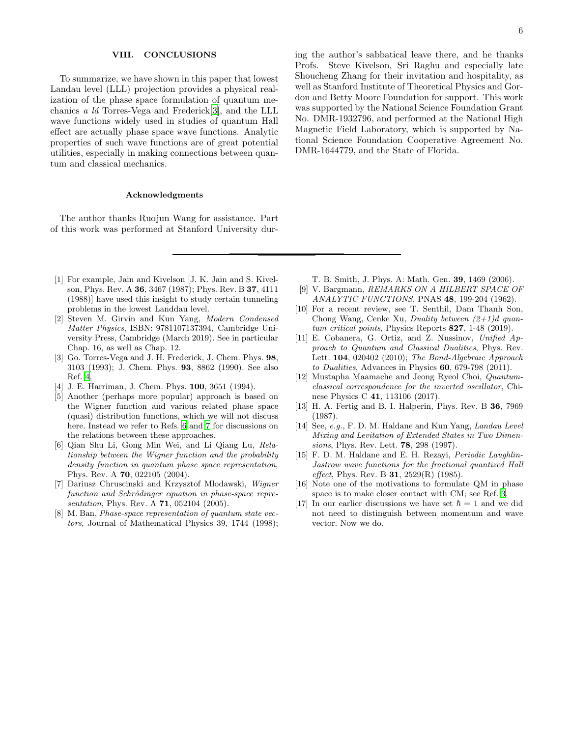## VIII. CONCLUSIONS

To summarize, we have shown in this paper that lowest Landau level (LLL) projection provides a physical realization of the phase space formulation of quantum mechanics *a lá* Torres-Vega and Frederick[3], and the LLL wave functions widely used in studies of quantum Hall effect are actually phase space wave functions. Analytic properties of such wave functions are of great potential utilities, especially in making connections between quantum and classical mechanics.

### Acknowledgments

The author thanks Ruojun Wang for assistance. Part of this work was performed at Stanford University during the author's sabbatical leave there, and he thanks Profs. Steve Kivelson, Sri Raghu and especially late Shoucheng Zhang for their invitation and hospitality, as well as Stanford Institute of Theoretical Physics and Gordon and Betty Moore Foundation for support. This work was supported by the National Science Foundation Grant No. DMR-1932796, and performed at the National High Magnetic Field Laboratory, which is supported by National Science Foundation Cooperative Agreement No. DMR-1644779, and the State of Florida.

---

[1] For example, Jain and Kivelson [J. K. Jain and S. Kivelson, Phys. Rev. A **36**, 3467 (1987); Phys. Rev. B **37**, 4111 (1988)] have used this insight to study certain tunneling problems in the lowest Landdau level.

[2] Steven M. Girvin and Kun Yang, *Modern Condensed Matter Physics*, ISBN: 9781107137394, Cambridge University Press, Cambridge (March 2019). See in particular Chap. 16, as well as Chap. 12.

[3] Go. Torres-Vega and J. H. Frederick, J. Chem. Phys. **98**, 3103 (1993); J. Chem. Phys. **93**, 8862 (1990). See also Ref. 4.

[4] J. E. Harriman, J. Chem. Phys. **100**, 3651 (1994).

[5] Another (perhaps more popular) approach is based on the Wigner function and various related phase space (quasi) distribution functions, which we will not discuss here. Instead we refer to Refs. 6 and 7 for discussions on the relations between these approaches.

[6] Qian Shu Li, Gong Min Wei, and Li Qiang Lu, *Relationship between the Wigner function and the probability density function in quantum phase space representation*, Phys. Rev. A **70**, 022105 (2004).

[7] Dariusz Chruscinski and Krzysztof Mlodawski, *Wigner function and Schrödinger equation in phase-space representation*, Phys. Rev. A **71**, 052104 (2005).

[8] M. Ban, *Phase-space representation of quantum state vectors*, Journal of Mathematical Physics 39, 1744 (1998); T. B. Smith, J. Phys. A: Math. Gen. **39**, 1469 (2006).

[9] V. Bargmann, *REMARKS ON A HILBERT SPACE OF ANALYTIC FUNCTIONS*, PNAS **48**, 199-204 (1962).

[10] For a recent review, see T. Senthil, Dam Thanh Son, Chong Wang, Cenke Xu, *Duality between (2+1)d quantum critical points*, Physics Reports **827**, 1-48 (2019).

[11] E. Cobanera, G. Ortiz, and Z. Nussinov, *Unified Approach to Quantum and Classical Dualities*, Phys. Rev. Lett. **104**, 020402 (2010); *The Bond-Algebraic Approach to Dualities*, Advances in Physics **60**, 679-798 (2011).

[12] Mustapha Maamache and Jeong Ryeol Choi, *Quantum-classical correspondence for the inverted oscillator*, Chinese Physics C **41**, 113106 (2017).

[13] H. A. Fertig and B. I. Halperin, Phys. Rev. B **36**, 7969 (1987).

[14] See, *e.g.*, F. D. M. Haldane and Kun Yang, *Landau Level Mixing and Levitation of Extended States in Two Dimensions*, Phys. Rev. Lett. **78**, 298 (1997).

[15] F. D. M. Haldane and E. H. Rezayi, *Periodic Laughlin-Jastrow wave functions for the fractional quantized Hall effect*, Phys. Rev. B **31**, 2529(R) (1985).

[16] Note one of the motivations to formulate QM in phase space is to make closer contact with CM; see Ref. 3.

[17] In our earlier discussions we have set $\hbar = 1$ and we did not need to distinguish between momentum and wave vector. Now we do.